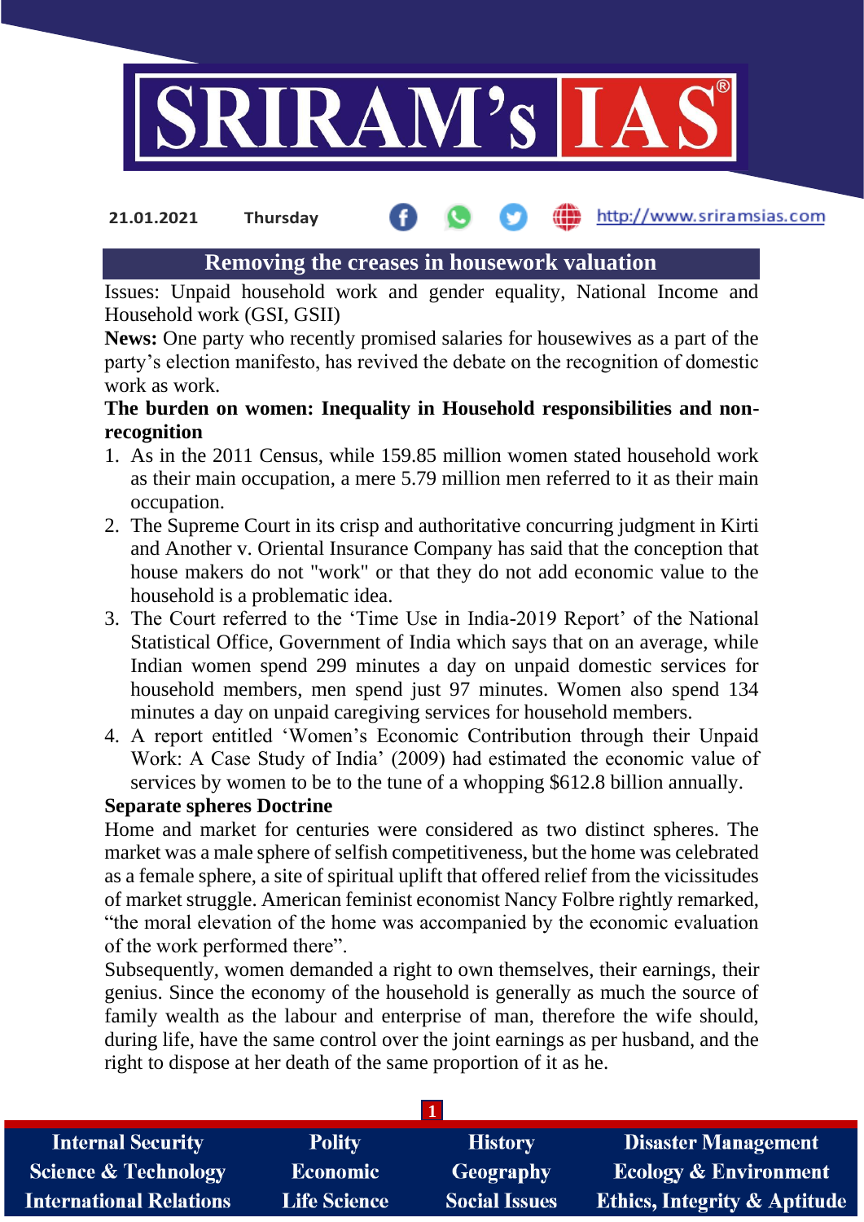21.01.2021 Thursday http://www.sriramsias.com

# Removing the creases in housework valuation

Issues: Unpaid household work and gender equality, National Income and Household work (GSI, GSII)

**News:** One party who recently promised salaries for housewives as a part of the party's election manifesto, has revived the debate on the recognition of domestic work as work.

**The burden on women: Inequality in Household responsibilities and non-recognition**

1. As in the 2011 Census, while 159.85 million women stated household work as their main occupation, a mere 5.79 million men referred to it as their main occupation.
2. The Supreme Court in its crisp and authoritative concurring judgment in Kirti and Another v. Oriental Insurance Company has said that the conception that house makers do not "work" or that they do not add economic value to the household is a problematic idea.
3. The Court referred to the 'Time Use in India-2019 Report' of the National Statistical Office, Government of India which says that on an average, while Indian women spend 299 minutes a day on unpaid domestic services for household members, men spend just 97 minutes. Women also spend 134 minutes a day on unpaid caregiving services for household members.
4. A report entitled 'Women's Economic Contribution through their Unpaid Work: A Case Study of India' (2009) had estimated the economic value of services by women to be to the tune of a whopping $612.8 billion annually.

**Separate spheres Doctrine**

Home and market for centuries were considered as two distinct spheres. The market was a male sphere of selfish competitiveness, but the home was celebrated as a female sphere, a site of spiritual uplift that offered relief from the vicissitudes of market struggle. American feminist economist Nancy Folbre rightly remarked, "the moral elevation of the home was accompanied by the economic evaluation of the work performed there".

Subsequently, women demanded a right to own themselves, their earnings, their genius. Since the economy of the household is generally as much the source of family wealth as the labour and enterprise of man, therefore the wife should, during life, have the same control over the joint earnings as per husband, and the right to dispose at her death of the same proportion of it as he.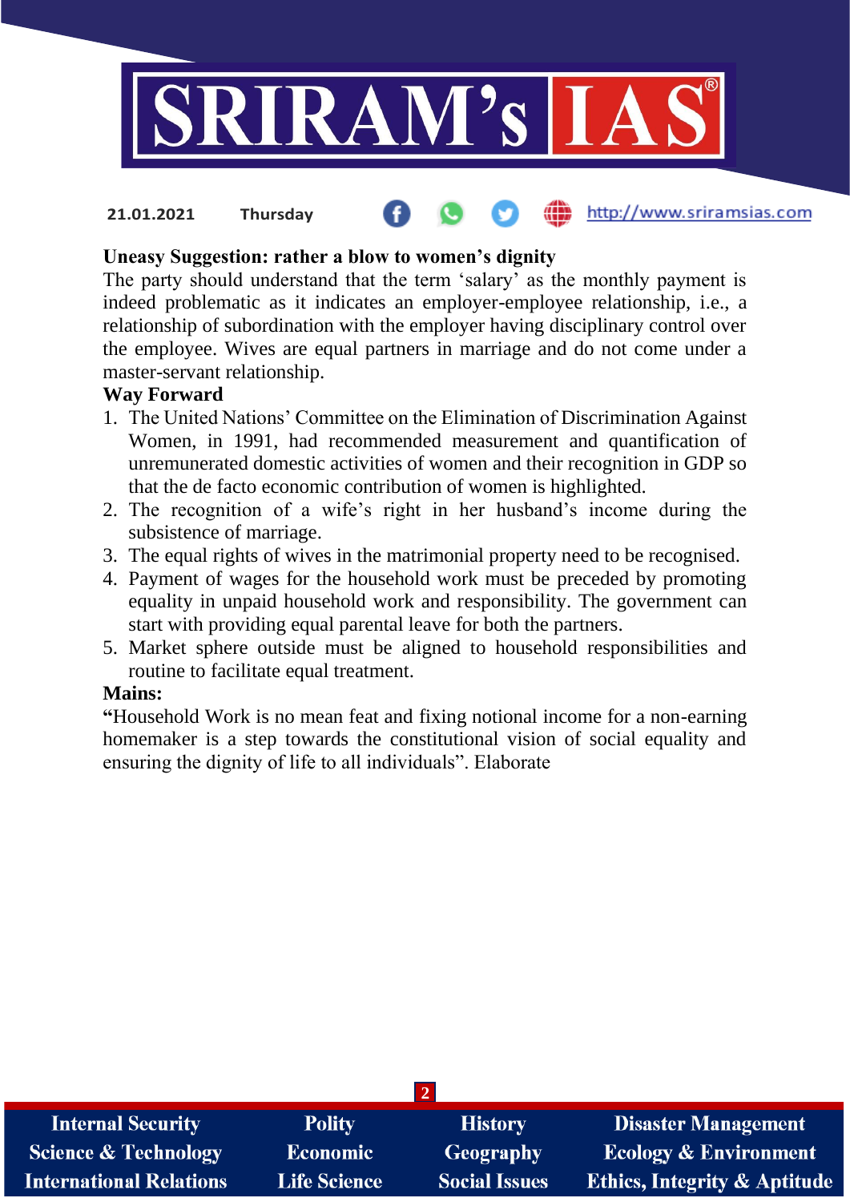**Uneasy Suggestion: rather a blow to women's dignity**

The party should understand that the term 'salary' as the monthly payment is indeed problematic as it indicates an employer-employee relationship, i.e., a relationship of subordination with the employer having disciplinary control over the employee. Wives are equal partners in marriage and do not come under a master-servant relationship.

**Way Forward**

1. The United Nations' Committee on the Elimination of Discrimination Against Women, in 1991, had recommended measurement and quantification of unremunerated domestic activities of women and their recognition in GDP so that the de facto economic contribution of women is highlighted.
2. The recognition of a wife's right in her husband's income during the subsistence of marriage.
3. The equal rights of wives in the matrimonial property need to be recognised.
4. Payment of wages for the household work must be preceded by promoting equality in unpaid household work and responsibility. The government can start with providing equal parental leave for both the partners.
5. Market sphere outside must be aligned to household responsibilities and routine to facilitate equal treatment.

**Mains:**

**"**Household Work is no mean feat and fixing notional income for a non-earning homemaker is a step towards the constitutional vision of social equality and ensuring the dignity of life to all individuals". Elaborate